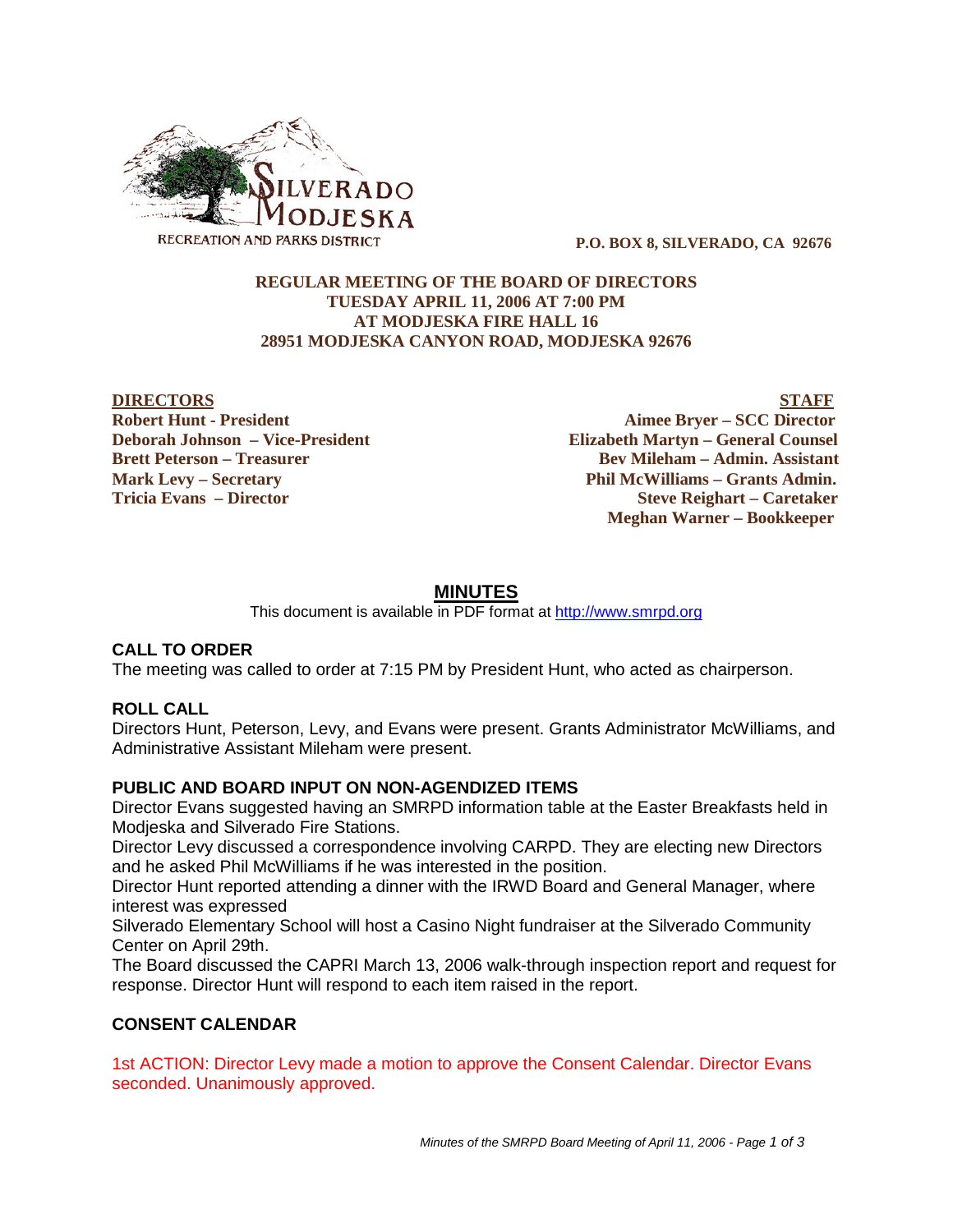SILVERADO MODJESKA

RECREATION AND PARKS DISTRICT

**P.O. BOX 8, SILVERADO, CA 92676**

**REGULAR MEETING OF THE BOARD OF DIRECTORS**
**TUESDAY APRIL 11, 2006 AT 7:00 PM**
**AT MODJESKA FIRE HALL 16**
**28951 MODJESKA CANYON ROAD, MODJESKA 92676**

| **DIRECTORS** | **STAFF** |
|---|---|
| **Robert Hunt - President** | **Aimee Bryer – SCC Director** |
| **Deborah Johnson – Vice-President** | **Elizabeth Martyn – General Counsel** |
| **Brett Peterson – Treasurer** | **Bev Mileham – Admin. Assistant** |
| **Mark Levy – Secretary** | **Phil McWilliams – Grants Admin.** |
| **Tricia Evans – Director** | **Steve Reighart – Caretaker** |
| | **Meghan Warner – Bookkeeper** |

# MINUTES

This document is available in PDF format at http://www.smrpd.org

## CALL TO ORDER

The meeting was called to order at 7:15 PM by President Hunt, who acted as chairperson.

## ROLL CALL

Directors Hunt, Peterson, Levy, and Evans were present. Grants Administrator McWilliams, and Administrative Assistant Mileham were present.

## PUBLIC AND BOARD INPUT ON NON-AGENDIZED ITEMS

Director Evans suggested having an SMRPD information table at the Easter Breakfasts held in Modjeska and Silverado Fire Stations.

Director Levy discussed a correspondence involving CARPD. They are electing new Directors and he asked Phil McWilliams if he was interested in the position.

Director Hunt reported attending a dinner with the IRWD Board and General Manager, where interest was expressed

Silverado Elementary School will host a Casino Night fundraiser at the Silverado Community Center on April 29th.

The Board discussed the CAPRI March 13, 2006 walk-through inspection report and request for response. Director Hunt will respond to each item raised in the report.

## CONSENT CALENDAR

1st ACTION: Director Levy made a motion to approve the Consent Calendar. Director Evans seconded. Unanimously approved.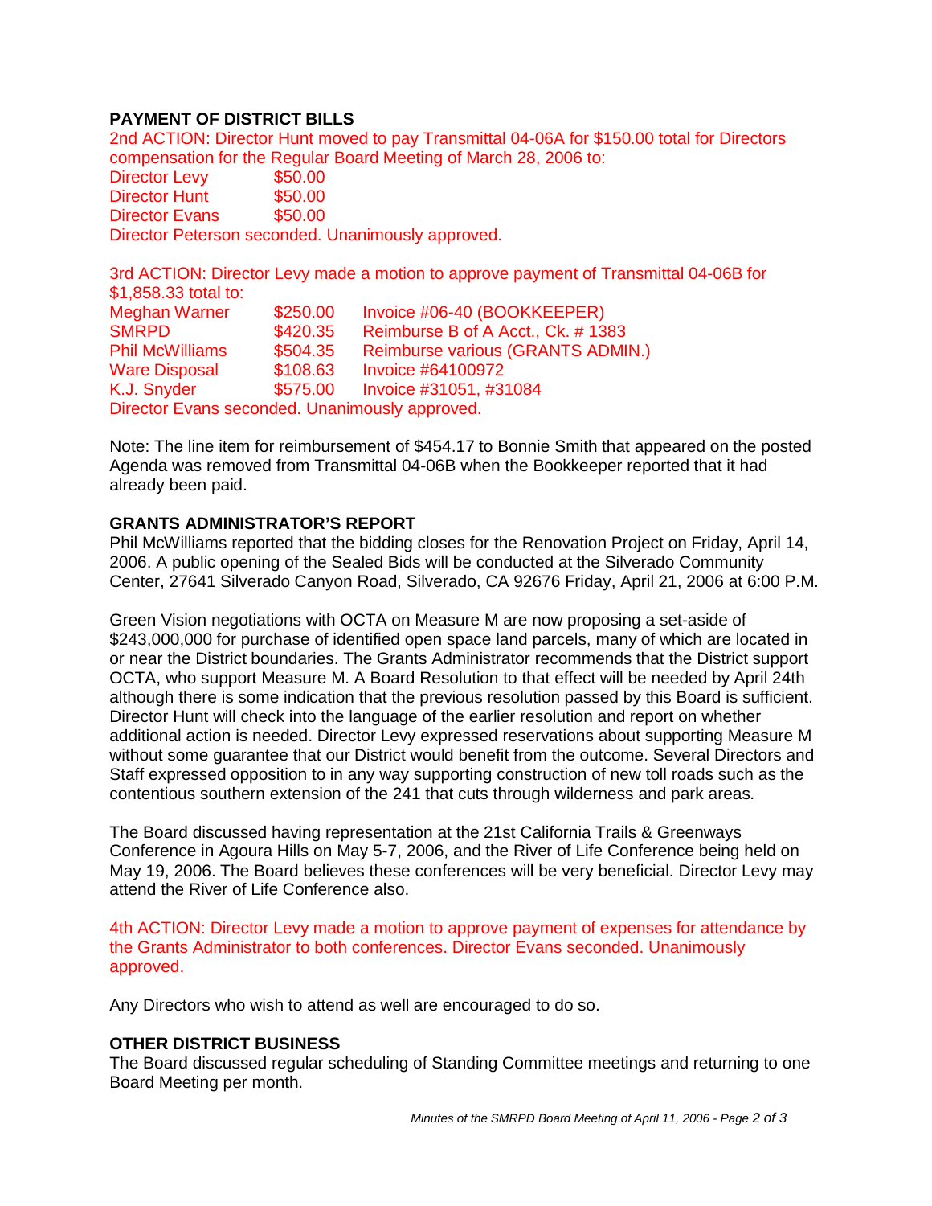### PAYMENT OF DISTRICT BILLS

2nd ACTION: Director Hunt moved to pay Transmittal 04-06A for $150.00 total for Directors compensation for the Regular Board Meeting of March 28, 2006 to:

| | |
|---|---|
| Director Levy | $50.00 |
| Director Hunt | $50.00 |
| Director Evans | $50.00 |

Director Peterson seconded. Unanimously approved.

3rd ACTION: Director Levy made a motion to approve payment of Transmittal 04-06B for $1,858.33 total to:

| | | |
|---|---|---|
| Meghan Warner | $250.00 | Invoice #06-40 (BOOKKEEPER) |
| SMRPD | $420.35 | Reimburse B of A Acct., Ck. # 1383 |
| Phil McWilliams | $504.35 | Reimburse various (GRANTS ADMIN.) |
| Ware Disposal | $108.63 | Invoice #64100972 |
| K.J. Snyder | $575.00 | Invoice #31051, #31084 |

Director Evans seconded. Unanimously approved.

Note: The line item for reimbursement of $454.17 to Bonnie Smith that appeared on the posted Agenda was removed from Transmittal 04-06B when the Bookkeeper reported that it had already been paid.

### GRANTS ADMINISTRATOR'S REPORT

Phil McWilliams reported that the bidding closes for the Renovation Project on Friday, April 14, 2006. A public opening of the Sealed Bids will be conducted at the Silverado Community Center, 27641 Silverado Canyon Road, Silverado, CA 92676 Friday, April 21, 2006 at 6:00 P.M.

Green Vision negotiations with OCTA on Measure M are now proposing a set-aside of $243,000,000 for purchase of identified open space land parcels, many of which are located in or near the District boundaries. The Grants Administrator recommends that the District support OCTA, who support Measure M. A Board Resolution to that effect will be needed by April 24th although there is some indication that the previous resolution passed by this Board is sufficient. Director Hunt will check into the language of the earlier resolution and report on whether additional action is needed. Director Levy expressed reservations about supporting Measure M without some guarantee that our District would benefit from the outcome. Several Directors and Staff expressed opposition to in any way supporting construction of new toll roads such as the contentious southern extension of the 241 that cuts through wilderness and park areas.

The Board discussed having representation at the 21st California Trails & Greenways Conference in Agoura Hills on May 5-7, 2006, and the River of Life Conference being held on May 19, 2006. The Board believes these conferences will be very beneficial. Director Levy may attend the River of Life Conference also.

4th ACTION: Director Levy made a motion to approve payment of expenses for attendance by the Grants Administrator to both conferences. Director Evans seconded. Unanimously approved.

Any Directors who wish to attend as well are encouraged to do so.

### OTHER DISTRICT BUSINESS

The Board discussed regular scheduling of Standing Committee meetings and returning to one Board Meeting per month.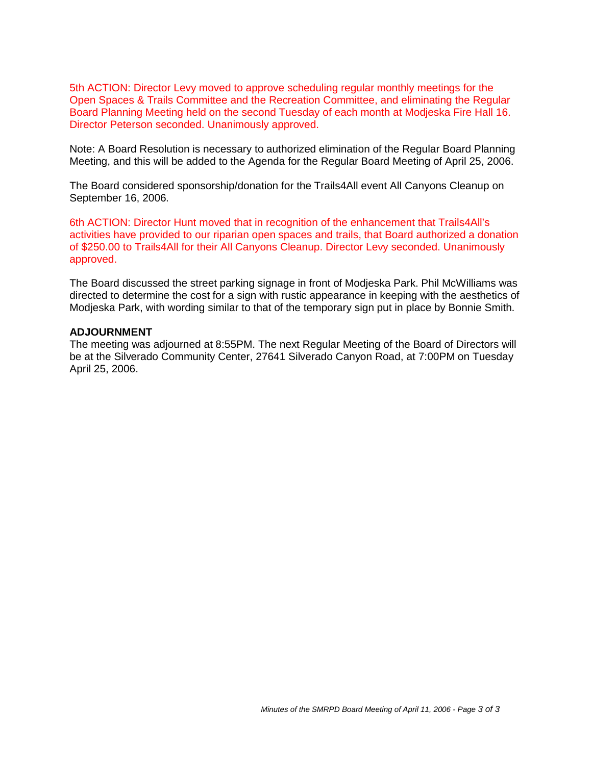5th ACTION: Director Levy moved to approve scheduling regular monthly meetings for the Open Spaces & Trails Committee and the Recreation Committee, and eliminating the Regular Board Planning Meeting held on the second Tuesday of each month at Modjeska Fire Hall 16. Director Peterson seconded. Unanimously approved.

Note: A Board Resolution is necessary to authorized elimination of the Regular Board Planning Meeting, and this will be added to the Agenda for the Regular Board Meeting of April 25, 2006.

The Board considered sponsorship/donation for the Trails4All event All Canyons Cleanup on September 16, 2006.

6th ACTION: Director Hunt moved that in recognition of the enhancement that Trails4All's activities have provided to our riparian open spaces and trails, that Board authorized a donation of $250.00 to Trails4All for their All Canyons Cleanup. Director Levy seconded. Unanimously approved.

The Board discussed the street parking signage in front of Modjeska Park. Phil McWilliams was directed to determine the cost for a sign with rustic appearance in keeping with the aesthetics of Modjeska Park, with wording similar to that of the temporary sign put in place by Bonnie Smith.

**ADJOURNMENT**

The meeting was adjourned at 8:55PM. The next Regular Meeting of the Board of Directors will be at the Silverado Community Center, 27641 Silverado Canyon Road, at 7:00PM on Tuesday April 25, 2006.